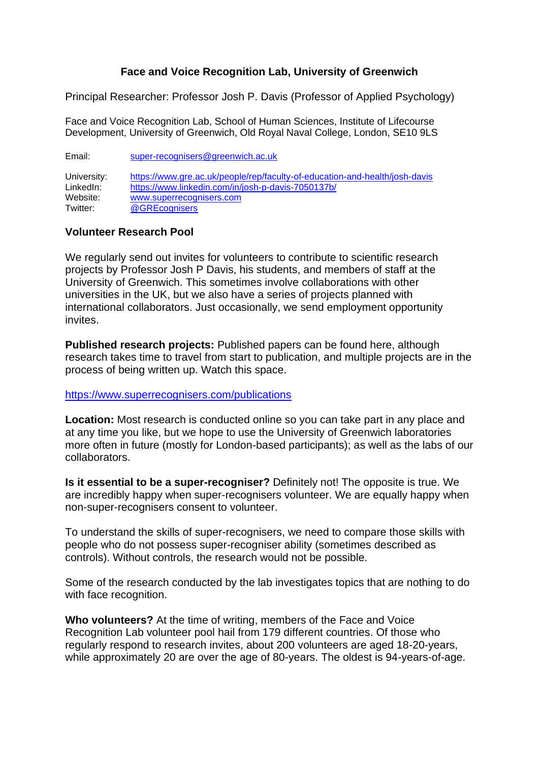# Face and Voice Recognition Lab, University of Greenwich

Principal Researcher: Professor Josh P. Davis (Professor of Applied Psychology)

Face and Voice Recognition Lab, School of Human Sciences, Institute of Lifecourse Development, University of Greenwich, Old Royal Naval College, London, SE10 9LS

Email: super-recognisers@greenwich.ac.uk

University: https://www.gre.ac.uk/people/rep/faculty-of-education-and-health/josh-davis
LinkedIn: https://www.linkedin.com/in/josh-p-davis-7050137b/
Website: www.superrecognisers.com
Twitter: @GREcognisers

## Volunteer Research Pool

We regularly send out invites for volunteers to contribute to scientific research projects by Professor Josh P Davis, his students, and members of staff at the University of Greenwich. This sometimes involve collaborations with other universities in the UK, but we also have a series of projects planned with international collaborators. Just occasionally, we send employment opportunity invites.

**Published research projects:** Published papers can be found here, although research takes time to travel from start to publication, and multiple projects are in the process of being written up. Watch this space.

https://www.superrecognisers.com/publications

**Location:** Most research is conducted online so you can take part in any place and at any time you like, but we hope to use the University of Greenwich laboratories more often in future (mostly for London-based participants); as well as the labs of our collaborators.

**Is it essential to be a super-recogniser?** Definitely not! The opposite is true. We are incredibly happy when super-recognisers volunteer. We are equally happy when non-super-recognisers consent to volunteer.

To understand the skills of super-recognisers, we need to compare those skills with people who do not possess super-recogniser ability (sometimes described as controls). Without controls, the research would not be possible.

Some of the research conducted by the lab investigates topics that are nothing to do with face recognition.

**Who volunteers?** At the time of writing, members of the Face and Voice Recognition Lab volunteer pool hail from 179 different countries. Of those who regularly respond to research invites, about 200 volunteers are aged 18-20-years, while approximately 20 are over the age of 80-years. The oldest is 94-years-of-age.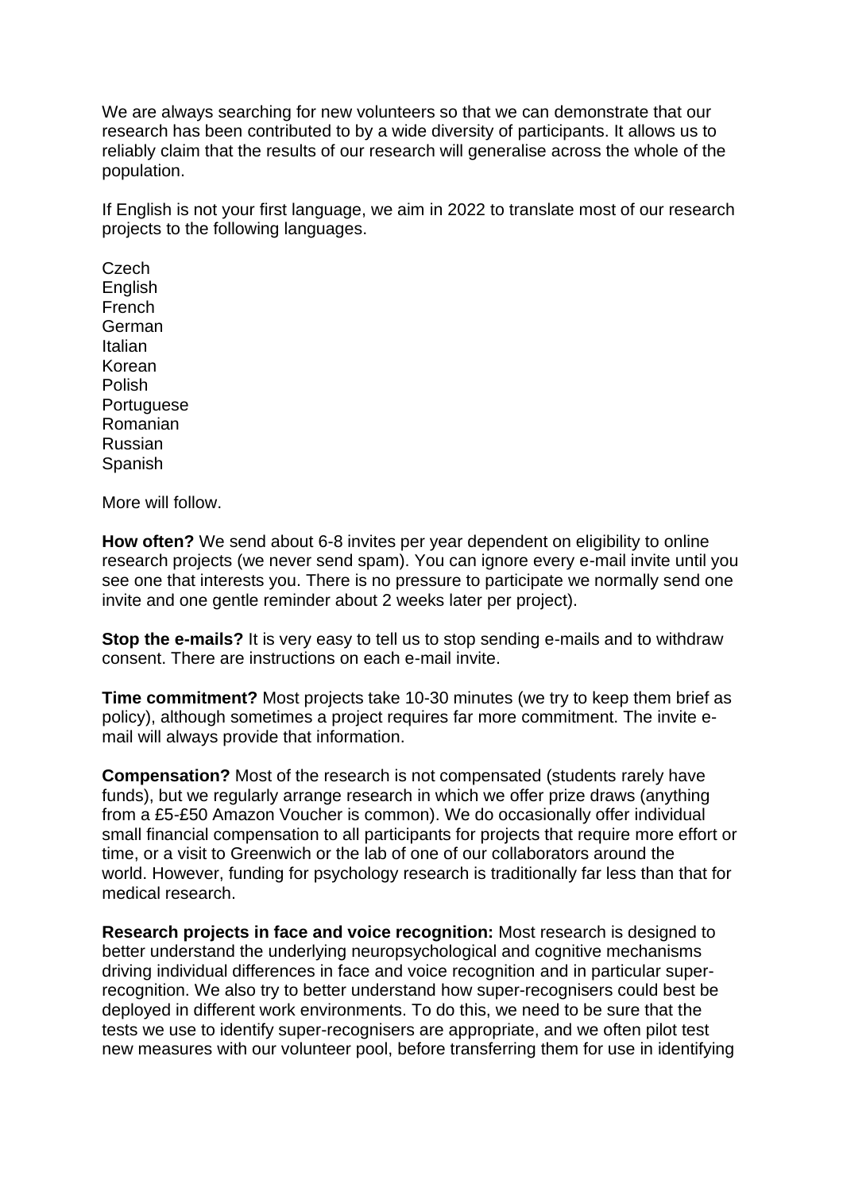We are always searching for new volunteers so that we can demonstrate that our research has been contributed to by a wide diversity of participants. It allows us to reliably claim that the results of our research will generalise across the whole of the population.

If English is not your first language, we aim in 2022 to translate most of our research projects to the following languages.

Czech
English
French
German
Italian
Korean
Polish
Portuguese
Romanian
Russian
Spanish

More will follow.

**How often?** We send about 6-8 invites per year dependent on eligibility to online research projects (we never send spam). You can ignore every e-mail invite until you see one that interests you. There is no pressure to participate we normally send one invite and one gentle reminder about 2 weeks later per project).

**Stop the e-mails?** It is very easy to tell us to stop sending e-mails and to withdraw consent. There are instructions on each e-mail invite.

**Time commitment?** Most projects take 10-30 minutes (we try to keep them brief as policy), although sometimes a project requires far more commitment. The invite e-mail will always provide that information.

**Compensation?** Most of the research is not compensated (students rarely have funds), but we regularly arrange research in which we offer prize draws (anything from a £5-£50 Amazon Voucher is common). We do occasionally offer individual small financial compensation to all participants for projects that require more effort or time, or a visit to Greenwich or the lab of one of our collaborators around the world. However, funding for psychology research is traditionally far less than that for medical research.

**Research projects in face and voice recognition:** Most research is designed to better understand the underlying neuropsychological and cognitive mechanisms driving individual differences in face and voice recognition and in particular super-recognition. We also try to better understand how super-recognisers could best be deployed in different work environments. To do this, we need to be sure that the tests we use to identify super-recognisers are appropriate, and we often pilot test new measures with our volunteer pool, before transferring them for use in identifying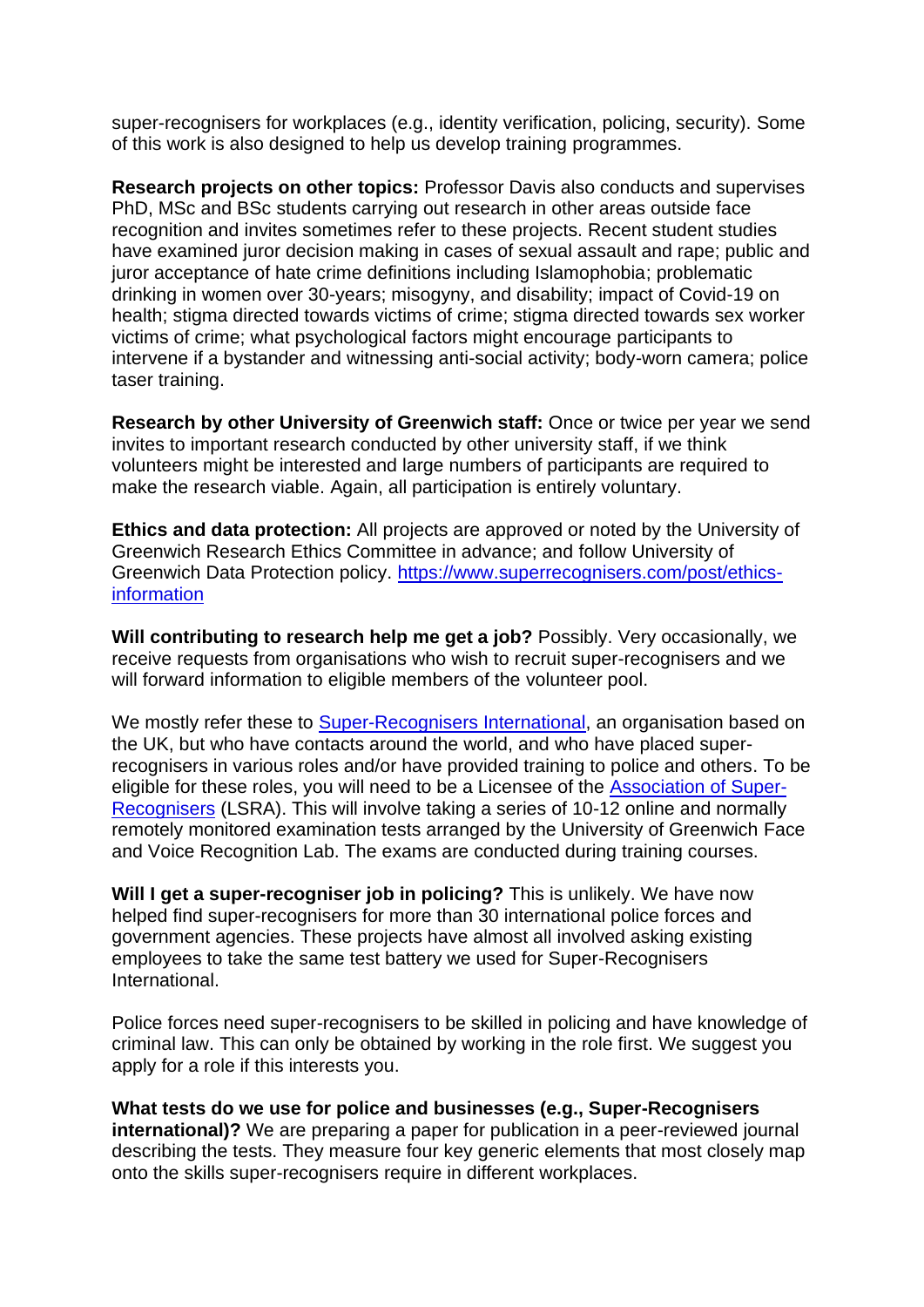super-recognisers for workplaces (e.g., identity verification, policing, security). Some of this work is also designed to help us develop training programmes.

**Research projects on other topics:** Professor Davis also conducts and supervises PhD, MSc and BSc students carrying out research in other areas outside face recognition and invites sometimes refer to these projects. Recent student studies have examined juror decision making in cases of sexual assault and rape; public and juror acceptance of hate crime definitions including Islamophobia; problematic drinking in women over 30-years; misogyny, and disability; impact of Covid-19 on health; stigma directed towards victims of crime; stigma directed towards sex worker victims of crime; what psychological factors might encourage participants to intervene if a bystander and witnessing anti-social activity; body-worn camera; police taser training.

**Research by other University of Greenwich staff:** Once or twice per year we send invites to important research conducted by other university staff, if we think volunteers might be interested and large numbers of participants are required to make the research viable. Again, all participation is entirely voluntary.

**Ethics and data protection:** All projects are approved or noted by the University of Greenwich Research Ethics Committee in advance; and follow University of Greenwich Data Protection policy. [https://www.superrecognisers.com/post/ethics-information](https://www.superrecognisers.com/post/ethics-information)

**Will contributing to research help me get a job?** Possibly. Very occasionally, we receive requests from organisations who wish to recruit super-recognisers and we will forward information to eligible members of the volunteer pool.

We mostly refer these to [Super-Recognisers International](), an organisation based on the UK, but who have contacts around the world, and who have placed super-recognisers in various roles and/or have provided training to police and others. To be eligible for these roles, you will need to be a Licensee of the [Association of Super-Recognisers]() (LSRA). This will involve taking a series of 10-12 online and normally remotely monitored examination tests arranged by the University of Greenwich Face and Voice Recognition Lab. The exams are conducted during training courses.

**Will I get a super-recogniser job in policing?** This is unlikely. We have now helped find super-recognisers for more than 30 international police forces and government agencies. These projects have almost all involved asking existing employees to take the same test battery we used for Super-Recognisers International.

Police forces need super-recognisers to be skilled in policing and have knowledge of criminal law. This can only be obtained by working in the role first. We suggest you apply for a role if this interests you.

**What tests do we use for police and businesses (e.g., Super-Recognisers international)?** We are preparing a paper for publication in a peer-reviewed journal describing the tests. They measure four key generic elements that most closely map onto the skills super-recognisers require in different workplaces.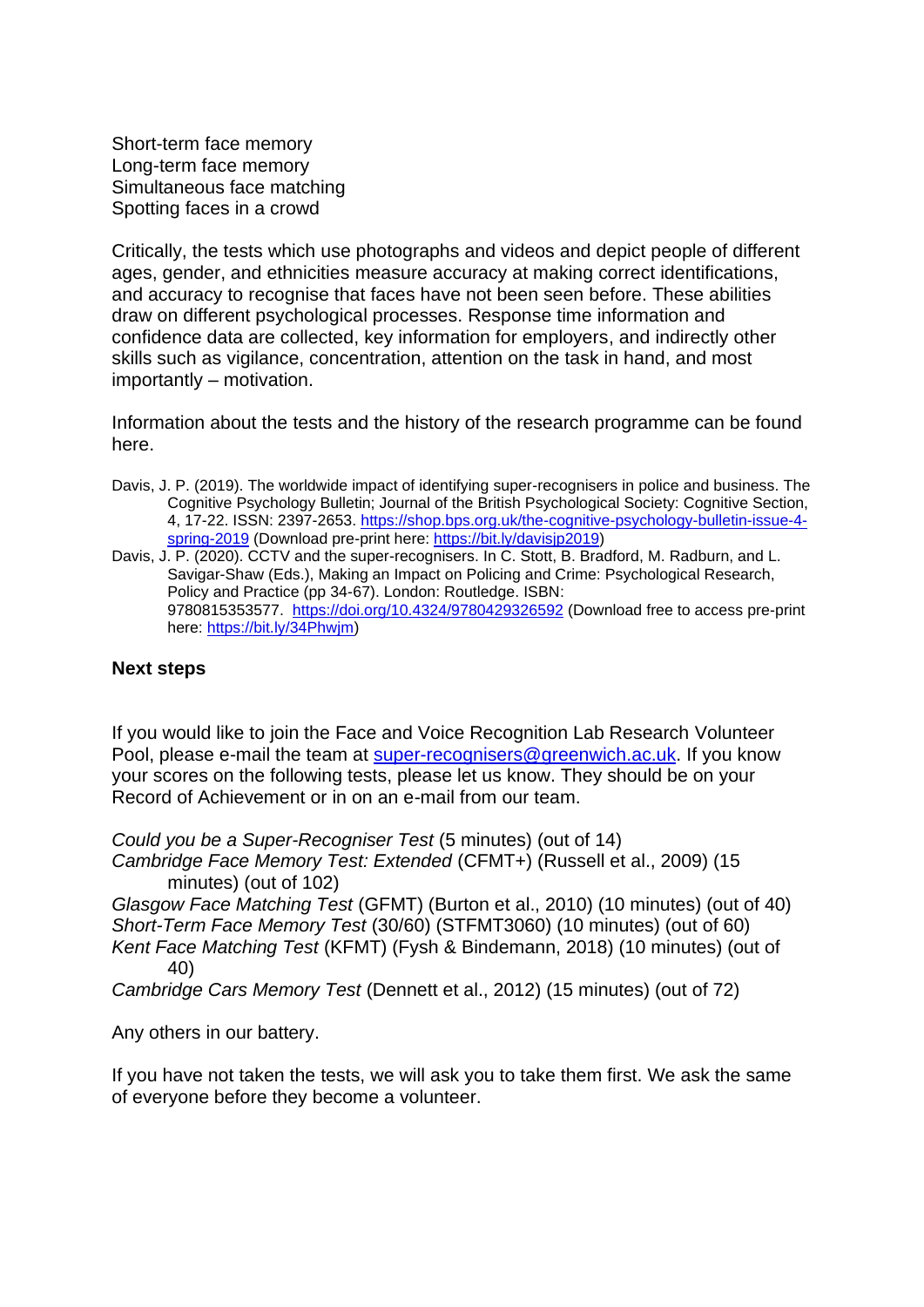Short-term face memory
Long-term face memory
Simultaneous face matching
Spotting faces in a crowd

Critically, the tests which use photographs and videos and depict people of different ages, gender, and ethnicities measure accuracy at making correct identifications, and accuracy to recognise that faces have not been seen before. These abilities draw on different psychological processes. Response time information and confidence data are collected, key information for employers, and indirectly other skills such as vigilance, concentration, attention on the task in hand, and most importantly – motivation.

Information about the tests and the history of the research programme can be found here.

Davis, J. P. (2019). The worldwide impact of identifying super-recognisers in police and business. The Cognitive Psychology Bulletin; Journal of the British Psychological Society: Cognitive Section, 4, 17-22. ISSN: 2397-2653. https://shop.bps.org.uk/the-cognitive-psychology-bulletin-issue-4-spring-2019 (Download pre-print here: https://bit.ly/davisjp2019)

Davis, J. P. (2020). CCTV and the super-recognisers. In C. Stott, B. Bradford, M. Radburn, and L. Savigar-Shaw (Eds.), Making an Impact on Policing and Crime: Psychological Research, Policy and Practice (pp 34-67). London: Routledge. ISBN: 9780815353577. https://doi.org/10.4324/9780429326592 (Download free to access pre-print here: https://bit.ly/34Phwjm)

## Next steps

If you would like to join the Face and Voice Recognition Lab Research Volunteer Pool, please e-mail the team at super-recognisers@greenwich.ac.uk. If you know your scores on the following tests, please let us know. They should be on your Record of Achievement or in on an e-mail from our team.

*Could you be a Super-Recogniser Test* (5 minutes) (out of 14)
*Cambridge Face Memory Test: Extended* (CFMT+) (Russell et al., 2009) (15 minutes) (out of 102)
*Glasgow Face Matching Test* (GFMT) (Burton et al., 2010) (10 minutes) (out of 40)
*Short-Term Face Memory Test* (30/60) (STFMT3060) (10 minutes) (out of 60)
*Kent Face Matching Test* (KFMT) (Fysh & Bindemann, 2018) (10 minutes) (out of 40)
*Cambridge Cars Memory Test* (Dennett et al., 2012) (15 minutes) (out of 72)

Any others in our battery.

If you have not taken the tests, we will ask you to take them first. We ask the same of everyone before they become a volunteer.